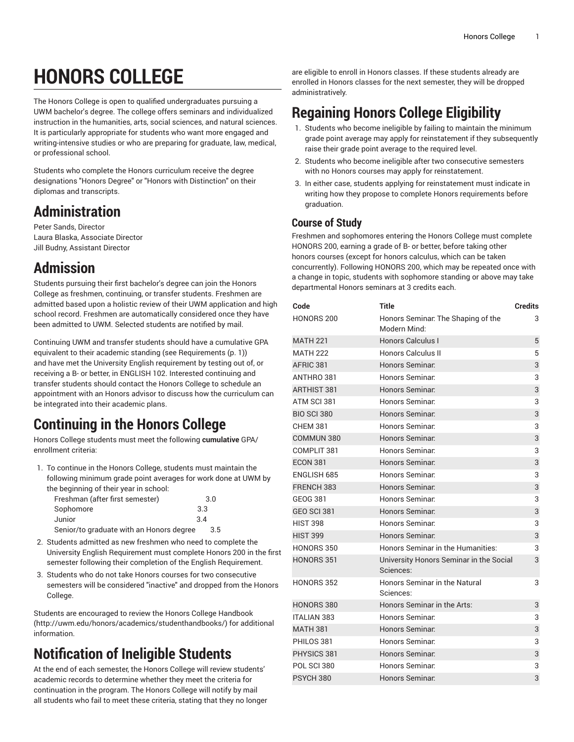# HONORS COLLEGE

The Honors College is open to qualified undergraduates pursuing a UWM bachelor's degree. The college offers seminars and individualized instruction in the humanities, arts, social sciences, and natural sciences. It is particularly appropriate for students who want more engaged and writing-intensive studies or who are preparing for graduate, law, medical, or professional school.

Students who complete the Honors curriculum receive the degree designations "Honors Degree" or "Honors with Distinction" on their diplomas and transcripts.

## Administration

Peter Sands, Director
Laura Blaska, Associate Director
Jill Budny, Assistant Director

## Admission

Students pursuing their first bachelor's degree can join the Honors College as freshmen, continuing, or transfer students. Freshmen are admitted based upon a holistic review of their UWM application and high school record. Freshmen are automatically considered once they have been admitted to UWM. Selected students are notified by mail.

Continuing UWM and transfer students should have a cumulative GPA equivalent to their academic standing (see Requirements (p. 1)) and have met the University English requirement by testing out of, or receiving a B- or better, in ENGLISH 102. Interested continuing and transfer students should contact the Honors College to schedule an appointment with an Honors advisor to discuss how the curriculum can be integrated into their academic plans.

## Continuing in the Honors College

Honors College students must meet the following **cumulative** GPA/enrollment criteria:

1. To continue in the Honors College, students must maintain the following minimum grade point averages for work done at UWM by the beginning of their year in school:

   | | |
   |---|---|
   | Freshman (after first semester) | 3.0 |
   | Sophomore | 3.3 |
   | Junior | 3.4 |
   | Senior/to graduate with an Honors degree | 3.5 |

2. Students admitted as new freshmen who need to complete the University English Requirement must complete Honors 200 in the first semester following their completion of the English Requirement.
3. Students who do not take Honors courses for two consecutive semesters will be considered "inactive" and dropped from the Honors College.

Students are encouraged to review the Honors College Handbook (http://uwm.edu/honors/academics/studenthandbooks/) for additional information.

## Notification of Ineligible Students

At the end of each semester, the Honors College will review students' academic records to determine whether they meet the criteria for continuation in the program. The Honors College will notify by mail all students who fail to meet these criteria, stating that they no longer are eligible to enroll in Honors classes. If these students already are enrolled in Honors classes for the next semester, they will be dropped administratively.

## Regaining Honors College Eligibility

1. Students who become ineligible by failing to maintain the minimum grade point average may apply for reinstatement if they subsequently raise their grade point average to the required level.
2. Students who become ineligible after two consecutive semesters with no Honors courses may apply for reinstatement.
3. In either case, students applying for reinstatement must indicate in writing how they propose to complete Honors requirements before graduation.

### Course of Study

Freshmen and sophomores entering the Honors College must complete HONORS 200, earning a grade of B- or better, before taking other honors courses (except for honors calculus, which can be taken concurrently). Following HONORS 200, which may be repeated once with a change in topic, students with sophomore standing or above may take departmental Honors seminars at 3 credits each.

| Code | Title | Credits |
|---|---|---|
| HONORS 200 | Honors Seminar: The Shaping of the Modern Mind: | 3 |
| MATH 221 | Honors Calculus I | 5 |
| MATH 222 | Honors Calculus II | 5 |
| AFRIC 381 | Honors Seminar: | 3 |
| ANTHRO 381 | Honors Seminar: | 3 |
| ARTHIST 381 | Honors Seminar: | 3 |
| ATM SCI 381 | Honors Seminar: | 3 |
| BIO SCI 380 | Honors Seminar: | 3 |
| CHEM 381 | Honors Seminar: | 3 |
| COMMUN 380 | Honors Seminar: | 3 |
| COMPLIT 381 | Honors Seminar: | 3 |
| ECON 381 | Honors Seminar: | 3 |
| ENGLISH 685 | Honors Seminar: | 3 |
| FRENCH 383 | Honors Seminar: | 3 |
| GEOG 381 | Honors Seminar: | 3 |
| GEO SCI 381 | Honors Seminar: | 3 |
| HIST 398 | Honors Seminar: | 3 |
| HIST 399 | Honors Seminar: | 3 |
| HONORS 350 | Honors Seminar in the Humanities: | 3 |
| HONORS 351 | University Honors Seminar in the Social Sciences: | 3 |
| HONORS 352 | Honors Seminar in the Natural Sciences: | 3 |
| HONORS 380 | Honors Seminar in the Arts: | 3 |
| ITALIAN 383 | Honors Seminar: | 3 |
| MATH 381 | Honors Seminar: | 3 |
| PHILOS 381 | Honors Seminar: | 3 |
| PHYSICS 381 | Honors Seminar: | 3 |
| POL SCI 380 | Honors Seminar: | 3 |
| PSYCH 380 | Honors Seminar: | 3 |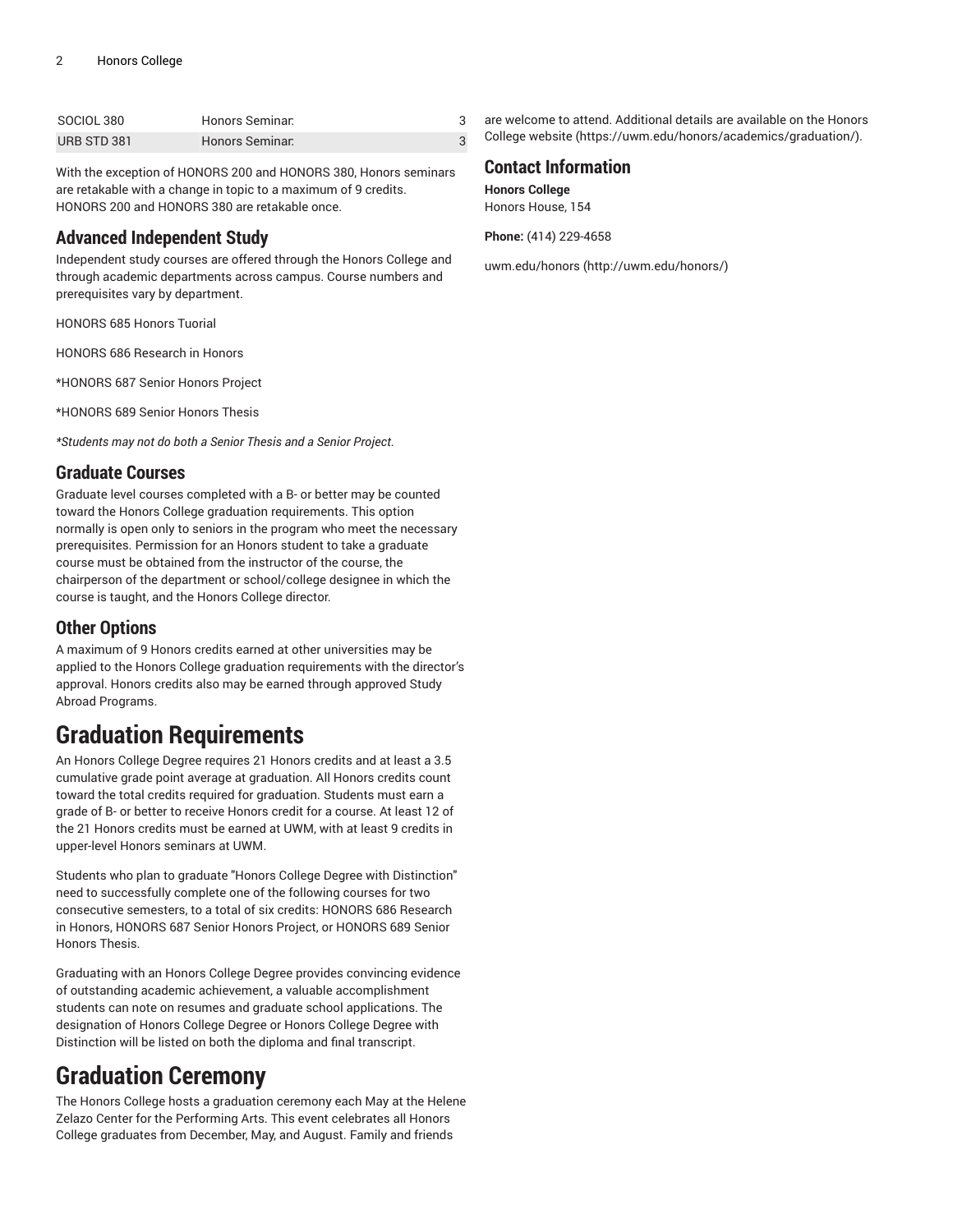| | | |
|---|---|---|
| SOCIOL 380 | Honors Seminar: | 3 |
| URB STD 381 | Honors Seminar: | 3 |

With the exception of HONORS 200 and HONORS 380, Honors seminars are retakable with a change in topic to a maximum of 9 credits. HONORS 200 and HONORS 380 are retakable once.

### Advanced Independent Study

Independent study courses are offered through the Honors College and through academic departments across campus. Course numbers and prerequisites vary by department.

HONORS 685 Honors Tuorial

HONORS 686 Research in Honors

*HONORS 687 Senior Honors Project

*HONORS 689 Senior Honors Thesis

*\*Students may not do both a Senior Thesis and a Senior Project.*

### Graduate Courses

Graduate level courses completed with a B- or better may be counted toward the Honors College graduation requirements. This option normally is open only to seniors in the program who meet the necessary prerequisites. Permission for an Honors student to take a graduate course must be obtained from the instructor of the course, the chairperson of the department or school/college designee in which the course is taught, and the Honors College director.

### Other Options

A maximum of 9 Honors credits earned at other universities may be applied to the Honors College graduation requirements with the director's approval. Honors credits also may be earned through approved Study Abroad Programs.

## Graduation Requirements

An Honors College Degree requires 21 Honors credits and at least a 3.5 cumulative grade point average at graduation. All Honors credits count toward the total credits required for graduation. Students must earn a grade of B- or better to receive Honors credit for a course. At least 12 of the 21 Honors credits must be earned at UWM, with at least 9 credits in upper-level Honors seminars at UWM.

Students who plan to graduate "Honors College Degree with Distinction" need to successfully complete one of the following courses for two consecutive semesters, to a total of six credits: HONORS 686 Research in Honors, HONORS 687 Senior Honors Project, or HONORS 689 Senior Honors Thesis.

Graduating with an Honors College Degree provides convincing evidence of outstanding academic achievement, a valuable accomplishment students can note on resumes and graduate school applications. The designation of Honors College Degree or Honors College Degree with Distinction will be listed on both the diploma and final transcript.

## Graduation Ceremony

The Honors College hosts a graduation ceremony each May at the Helene Zelazo Center for the Performing Arts. This event celebrates all Honors College graduates from December, May, and August. Family and friends are welcome to attend. Additional details are available on the Honors College website (https://uwm.edu/honors/academics/graduation/).

### Contact Information

**Honors College**
Honors House, 154

**Phone:** (414) 229-4658

uwm.edu/honors (http://uwm.edu/honors/)